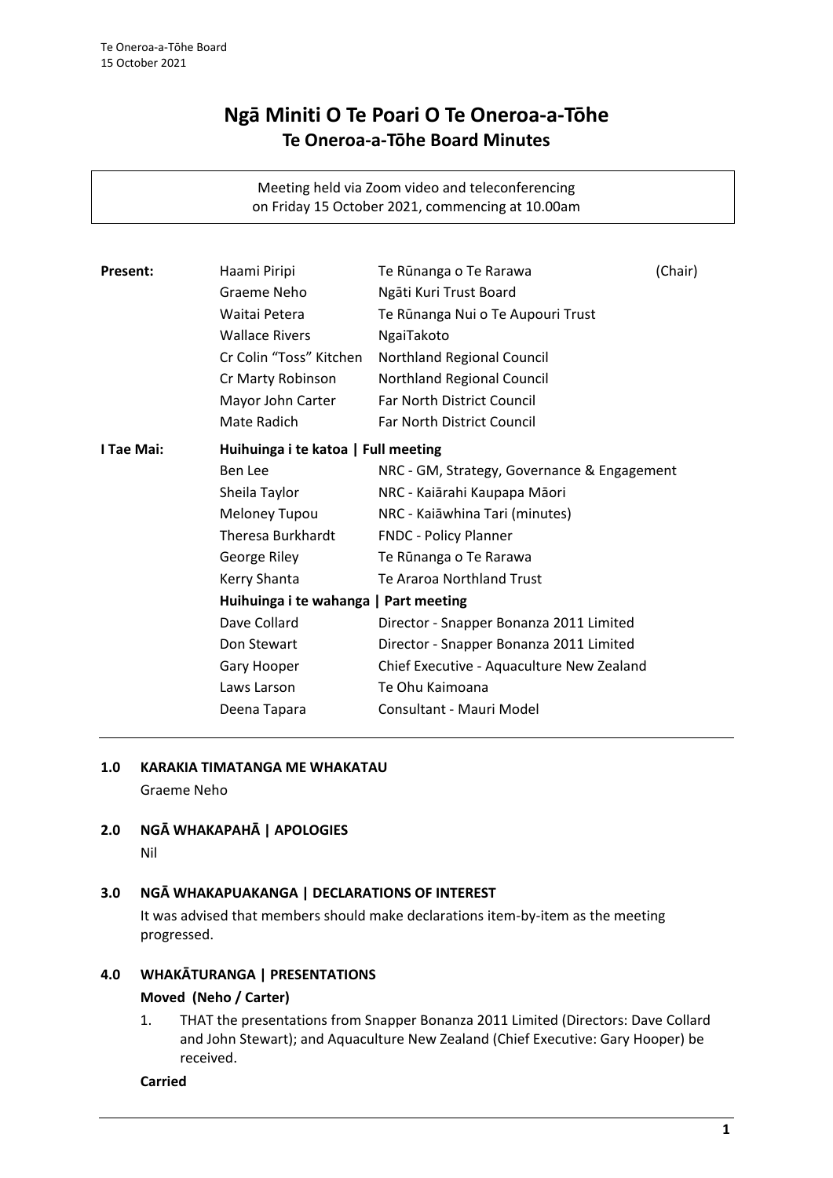# Ngā Miniti O Te Poari O Te Oneroa-a-Tōhe
## Te Oneroa-a-Tōhe Board Minutes

Meeting held via Zoom video and teleconferencing
on Friday 15 October 2021, commencing at 10.00am

| | | | |
|---|---|---|---|
| **Present:** | Haami Piripi | Te Rūnanga o Te Rarawa | (Chair) |
| | Graeme Neho | Ngāti Kuri Trust Board | |
| | Waitai Petera | Te Rūnanga Nui o Te Aupouri Trust | |
| | Wallace Rivers | NgaiTakoto | |
| | Cr Colin "Toss" Kitchen | Northland Regional Council | |
| | Cr Marty Robinson | Northland Regional Council | |
| | Mayor John Carter | Far North District Council | |
| | Mate Radich | Far North District Council | |
| **I Tae Mai:** | **Huihuinga i te katoa \| Full meeting** | | |
| | Ben Lee | NRC - GM, Strategy, Governance & Engagement | |
| | Sheila Taylor | NRC - Kaiārahi Kaupapa Māori | |
| | Meloney Tupou | NRC - Kaiāwhina Tari (minutes) | |
| | Theresa Burkhardt | FNDC - Policy Planner | |
| | George Riley | Te Rūnanga o Te Rarawa | |
| | Kerry Shanta | Te Araroa Northland Trust | |
| | **Huihuinga i te wahanga \| Part meeting** | | |
| | Dave Collard | Director - Snapper Bonanza 2011 Limited | |
| | Don Stewart | Director - Snapper Bonanza 2011 Limited | |
| | Gary Hooper | Chief Executive - Aquaculture New Zealand | |
| | Laws Larson | Te Ohu Kaimoana | |
| | Deena Tapara | Consultant - Mauri Model | |

### 1.0 KARAKIA TIMATANGA ME WHAKATAU

Graeme Neho

### 2.0 NGĀ WHAKAPAHĀ | APOLOGIES

Nil

### 3.0 NGĀ WHAKAPUAKANGA | DECLARATIONS OF INTEREST

It was advised that members should make declarations item-by-item as the meeting progressed.

### 4.0 WHAKĀTURANGA | PRESENTATIONS

**Moved (Neho / Carter)**

1. THAT the presentations from Snapper Bonanza 2011 Limited (Directors: Dave Collard and John Stewart); and Aquaculture New Zealand (Chief Executive: Gary Hooper) be received.

**Carried**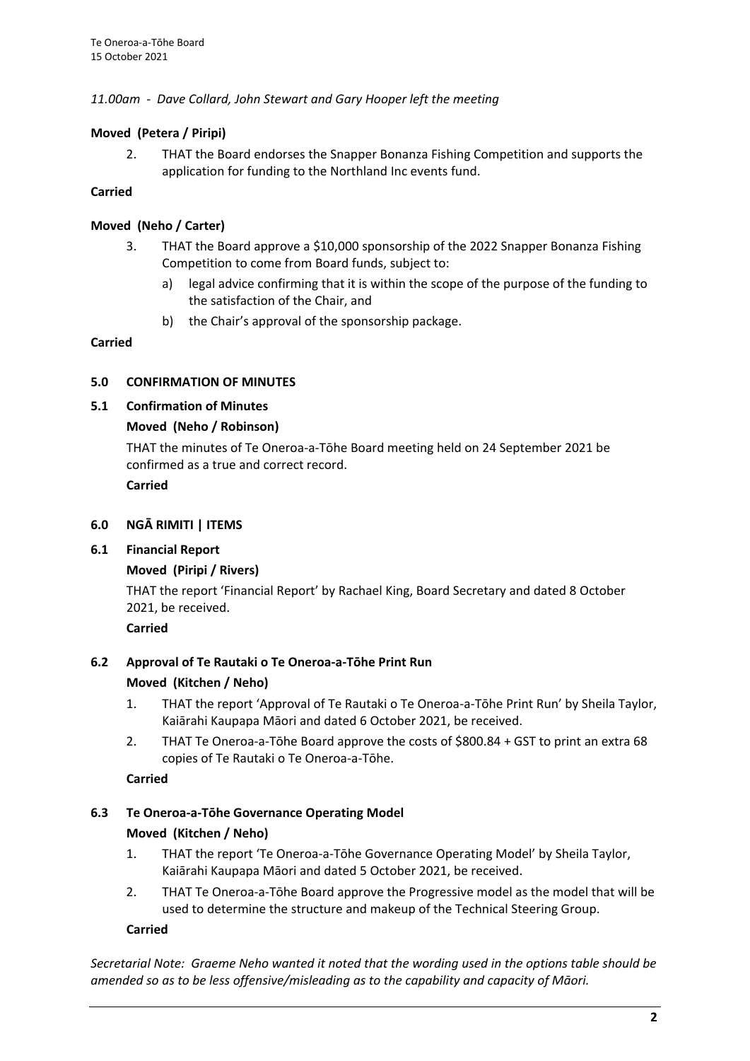*11.00am - Dave Collard, John Stewart and Gary Hooper left the meeting*

**Moved (Petera / Piripi)**

2. THAT the Board endorses the Snapper Bonanza Fishing Competition and supports the application for funding to the Northland Inc events fund.

**Carried**

**Moved (Neho / Carter)**

3. THAT the Board approve a $10,000 sponsorship of the 2022 Snapper Bonanza Fishing Competition to come from Board funds, subject to:
   a) legal advice confirming that it is within the scope of the purpose of the funding to the satisfaction of the Chair, and
   b) the Chair's approval of the sponsorship package.

**Carried**

## 5.0 CONFIRMATION OF MINUTES

### 5.1 Confirmation of Minutes

**Moved (Neho / Robinson)**

THAT the minutes of Te Oneroa-a-Tōhe Board meeting held on 24 September 2021 be confirmed as a true and correct record.

**Carried**

## 6.0 NGĀ RIMITI | ITEMS

### 6.1 Financial Report

**Moved (Piripi / Rivers)**

THAT the report 'Financial Report' by Rachael King, Board Secretary and dated 8 October 2021, be received.

**Carried**

### 6.2 Approval of Te Rautaki o Te Oneroa-a-Tōhe Print Run

**Moved (Kitchen / Neho)**

1. THAT the report 'Approval of Te Rautaki o Te Oneroa-a-Tōhe Print Run' by Sheila Taylor, Kaiārahi Kaupapa Māori and dated 6 October 2021, be received.
2. THAT Te Oneroa-a-Tōhe Board approve the costs of $800.84 + GST to print an extra 68 copies of Te Rautaki o Te Oneroa-a-Tōhe.

**Carried**

### 6.3 Te Oneroa-a-Tōhe Governance Operating Model

**Moved (Kitchen / Neho)**

1. THAT the report 'Te Oneroa-a-Tōhe Governance Operating Model' by Sheila Taylor, Kaiārahi Kaupapa Māori and dated 5 October 2021, be received.
2. THAT Te Oneroa-a-Tōhe Board approve the Progressive model as the model that will be used to determine the structure and makeup of the Technical Steering Group.

**Carried**

*Secretarial Note: Graeme Neho wanted it noted that the wording used in the options table should be amended so as to be less offensive/misleading as to the capability and capacity of Māori.*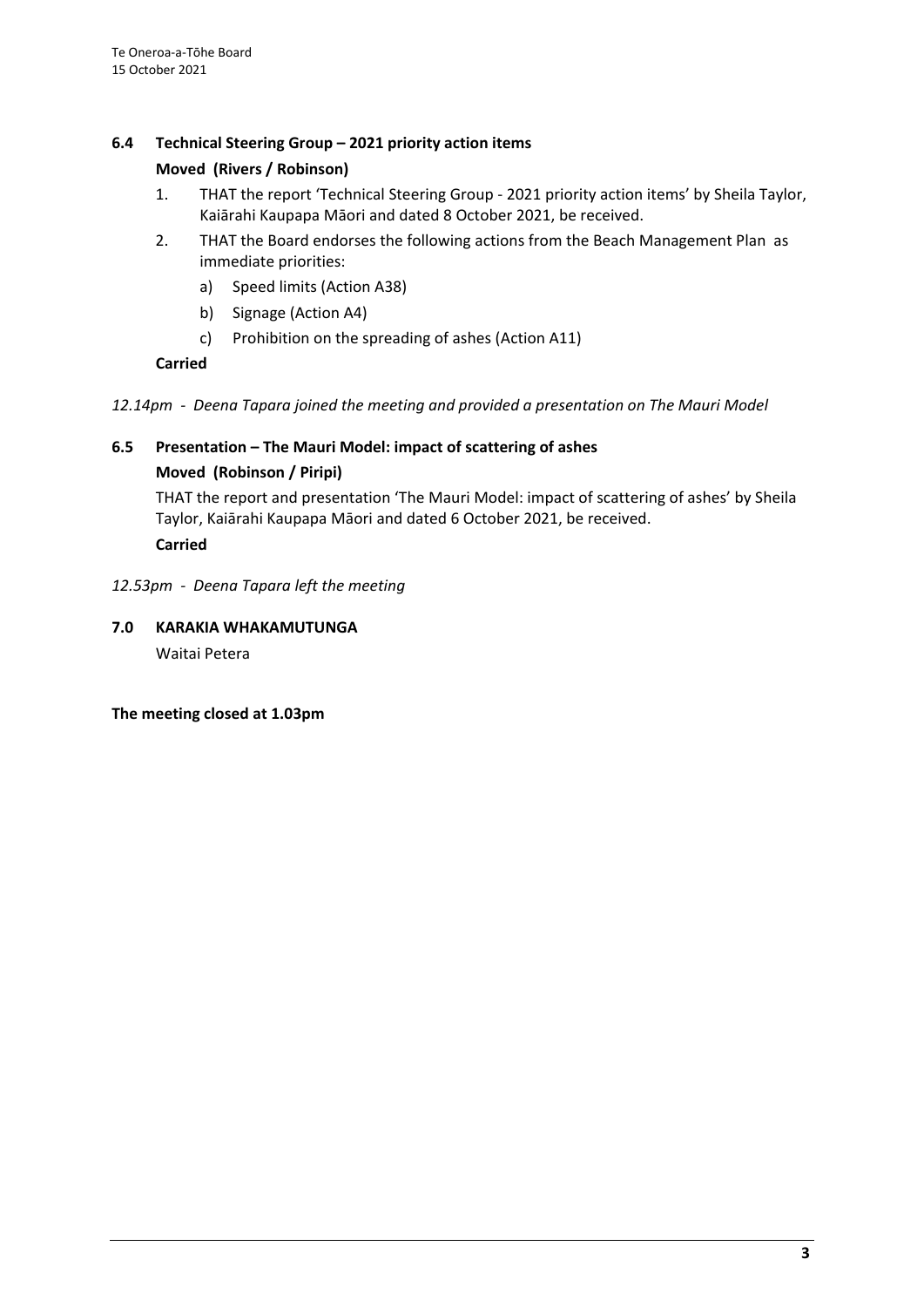### 6.4 Technical Steering Group – 2021 priority action items

**Moved (Rivers / Robinson)**

1. THAT the report 'Technical Steering Group - 2021 priority action items' by Sheila Taylor, Kaiārahi Kaupapa Māori and dated 8 October 2021, be received.
2. THAT the Board endorses the following actions from the Beach Management Plan as immediate priorities:
   - a) Speed limits (Action A38)
   - b) Signage (Action A4)
   - c) Prohibition on the spreading of ashes (Action A11)

**Carried**

*12.14pm - Deena Tapara joined the meeting and provided a presentation on The Mauri Model*

### 6.5 Presentation – The Mauri Model: impact of scattering of ashes

**Moved (Robinson / Piripi)**

THAT the report and presentation 'The Mauri Model: impact of scattering of ashes' by Sheila Taylor, Kaiārahi Kaupapa Māori and dated 6 October 2021, be received.

**Carried**

*12.53pm - Deena Tapara left the meeting*

### 7.0 KARAKIA WHAKAMUTUNGA

Waitai Petera

**The meeting closed at 1.03pm**